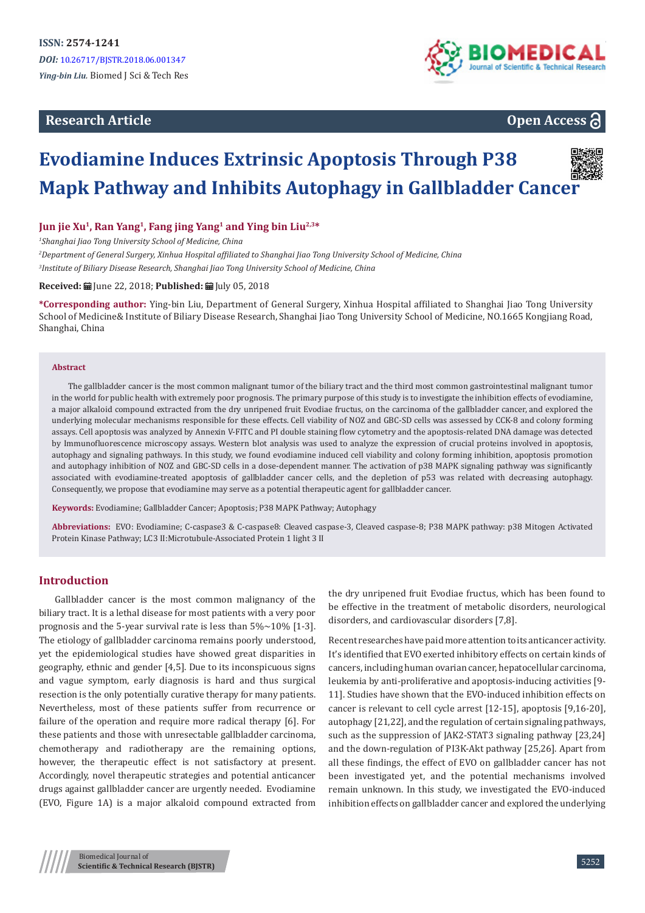ISSN: 2574-1241

*DOI:* 10.26717/BJSTR.2018.06.001347

*Ying-bin Liu.* Biomed J Sci & Tech Res

**Research Article** **Open Access**

# Evodiamine Induces Extrinsic Apoptosis Through P38 Mapk Pathway and Inhibits Autophagy in Gallbladder Cancer

**Jun jie Xu[1], Ran Yang[1], Fang jing Yang[1] and Ying bin Liu[2,3]***

[1]*Shanghai Jiao Tong University School of Medicine, China*

[2]*Department of General Surgery, Xinhua Hospital affiliated to Shanghai Jiao Tong University School of Medicine, China*

[3]*Institute of Biliary Disease Research, Shanghai Jiao Tong University School of Medicine, China*

**Received:** June 22, 2018; **Published:** July 05, 2018

***Corresponding author:** Ying-bin Liu, Department of General Surgery, Xinhua Hospital affiliated to Shanghai Jiao Tong University School of Medicine& Institute of Biliary Disease Research, Shanghai Jiao Tong University School of Medicine, NO.1665 Kongjiang Road, Shanghai, China

## Abstract

The gallbladder cancer is the most common malignant tumor of the biliary tract and the third most common gastrointestinal malignant tumor in the world for public health with extremely poor prognosis. The primary purpose of this study is to investigate the inhibition effects of evodiamine, a major alkaloid compound extracted from the dry unripened fruit Evodiae fructus, on the carcinoma of the gallbladder cancer, and explored the underlying molecular mechanisms responsible for these effects. Cell viability of NOZ and GBC-SD cells was assessed by CCK-8 and colony forming assays. Cell apoptosis was analyzed by Annexin V-FITC and PI double staining flow cytometry and the apoptosis-related DNA damage was detected by Immunofluorescence microscopy assays. Western blot analysis was used to analyze the expression of crucial proteins involved in apoptosis, autophagy and signaling pathways. In this study, we found evodiamine induced cell viability and colony forming inhibition, apoptosis promotion and autophagy inhibition of NOZ and GBC-SD cells in a dose-dependent manner. The activation of p38 MAPK signaling pathway was significantly associated with evodiamine-treated apoptosis of gallbladder cancer cells, and the depletion of p53 was related with decreasing autophagy. Consequently, we propose that evodiamine may serve as a potential therapeutic agent for gallbladder cancer.

**Keywords:** Evodiamine; Gallbladder Cancer; Apoptosis; P38 MAPK Pathway; Autophagy

**Abbreviations:** EVO: Evodiamine; C-caspase3 & C-caspase8: Cleaved caspase-3, Cleaved caspase-8; P38 MAPK pathway: p38 Mitogen Activated Protein Kinase Pathway; LC3 II:Microtubule-Associated Protein 1 light 3 II

## Introduction

Gallbladder cancer is the most common malignancy of the biliary tract. It is a lethal disease for most patients with a very poor prognosis and the 5-year survival rate is less than 5%~10% [1-3]. The etiology of gallbladder carcinoma remains poorly understood, yet the epidemiological studies have showed great disparities in geography, ethnic and gender [4,5]. Due to its inconspicuous signs and vague symptom, early diagnosis is hard and thus surgical resection is the only potentially curative therapy for many patients. Nevertheless, most of these patients suffer from recurrence or failure of the operation and require more radical therapy [6]. For these patients and those with unresectable gallbladder carcinoma, chemotherapy and radiotherapy are the remaining options, however, the therapeutic effect is not satisfactory at present. Accordingly, novel therapeutic strategies and potential anticancer drugs against gallbladder cancer are urgently needed. Evodiamine (EVO, Figure 1A) is a major alkaloid compound extracted from the dry unripened fruit Evodiae fructus, which has been found to be effective in the treatment of metabolic disorders, neurological disorders, and cardiovascular disorders [7,8].

Recent researches have paid more attention to its anticancer activity. It's identified that EVO exerted inhibitory effects on certain kinds of cancers, including human ovarian cancer, hepatocellular carcinoma, leukemia by anti-proliferative and apoptosis-inducing activities [9-11]. Studies have shown that the EVO-induced inhibition effects on cancer is relevant to cell cycle arrest [12-15], apoptosis [9,16-20], autophagy [21,22], and the regulation of certain signaling pathways, such as the suppression of JAK2-STAT3 signaling pathway [23,24] and the down-regulation of PI3K-Akt pathway [25,26]. Apart from all these findings, the effect of EVO on gallbladder cancer has not been investigated yet, and the potential mechanisms involved remain unknown. In this study, we investigated the EVO-induced inhibition effects on gallbladder cancer and explored the underlying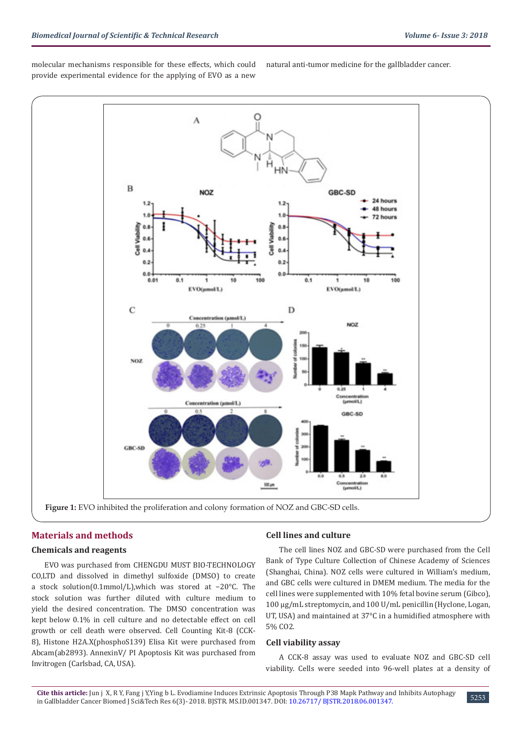molecular mechanisms responsible for these effects, which could provide experimental evidence for the applying of EVO as a new natural anti-tumor medicine for the gallbladder cancer.

**Figure 1:** EVO inhibited the proliferation and colony formation of NOZ and GBC-SD cells.

## Materials and methods

### Chemicals and reagents

EVO was purchased from CHENGDU MUST BIO-TECHNOLOGY CO,LTD and dissolved in dimethyl sulfoxide (DMSO) to create a stock solution(0.1mmol/L),which was stored at −20°C. The stock solution was further diluted with culture medium to yield the desired concentration. The DMSO concentration was kept below 0.1% in cell culture and no detectable effect on cell growth or cell death were observed. Cell Counting Kit-8 (CCK-8), Histone H2A.X(phosphoS139) Elisa Kit were purchased from Abcam(ab2893). AnnexinV/ PI Apoptosis Kit was purchased from Invitrogen (Carlsbad, CA, USA).

### Cell lines and culture

The cell lines NOZ and GBC-SD were purchased from the Cell Bank of Type Culture Collection of Chinese Academy of Sciences (Shanghai, China). NOZ cells were cultured in William's medium, and GBC cells were cultured in DMEM medium. The media for the cell lines were supplemented with 10% fetal bovine serum (Gibco), 100 μg/mL streptomycin, and 100 U/mL penicillin (Hyclone, Logan, UT, USA) and maintained at 37°C in a humidified atmosphere with 5% $CO_2$.

### Cell viability assay

A CCK-8 assay was used to evaluate NOZ and GBC-SD cell viability. Cells were seeded into 96-well plates at a density of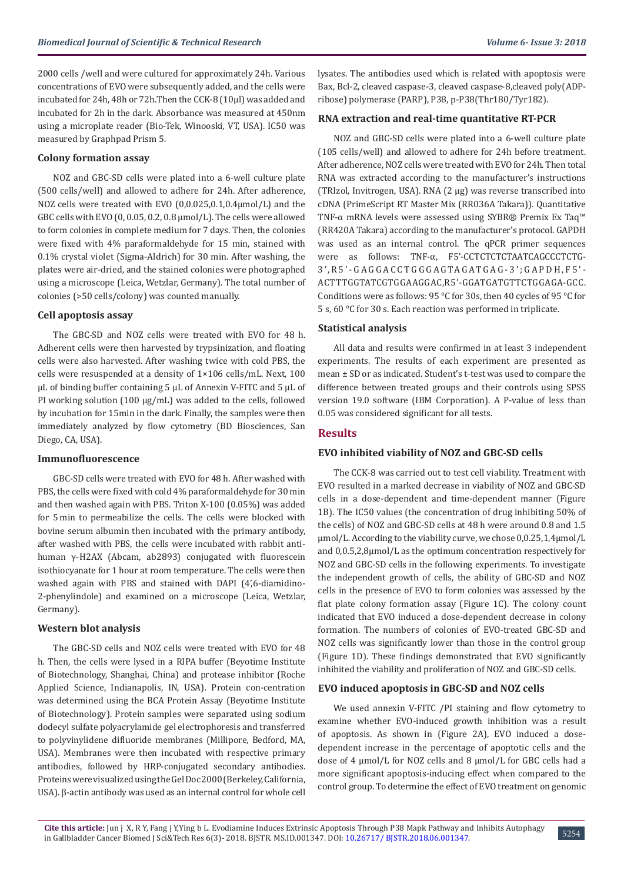2000 cells /well and were cultured for approximately 24h. Various concentrations of EVO were subsequently added, and the cells were incubated for 24h, 48h or 72h.Then the CCK-8 (10μl) was added and incubated for 2h in the dark. Absorbance was measured at 450nm using a microplate reader (Bio-Tek, Winooski, VT, USA). IC50 was measured by Graphpad Prism 5.

### Colony formation assay

NOZ and GBC-SD cells were plated into a 6-well culture plate (500 cells/well) and allowed to adhere for 24h. After adherence, NOZ cells were treated with EVO (0,0.025,0.1,0.4μmol/L) and the GBC cells with EVO (0, 0.05, 0.2, 0.8 μmol/L). The cells were allowed to form colonies in complete medium for 7 days. Then, the colonies were fixed with 4% paraformaldehyde for 15 min, stained with 0.1% crystal violet (Sigma-Aldrich) for 30 min. After washing, the plates were air-dried, and the stained colonies were photographed using a microscope (Leica, Wetzlar, Germany). The total number of colonies (>50 cells/colony) was counted manually.

### Cell apoptosis assay

The GBC-SD and NOZ cells were treated with EVO for 48 h. Adherent cells were then harvested by trypsinization, and floating cells were also harvested. After washing twice with cold PBS, the cells were resuspended at a density of 1×106 cells/mL. Next, 100 μL of binding buffer containing 5 μL of Annexin V-FITC and 5 μL of PI working solution (100 μg/mL) was added to the cells, followed by incubation for 15min in the dark. Finally, the samples were then immediately analyzed by flow cytometry (BD Biosciences, San Diego, CA, USA).

### Immunofluorescence

GBC-SD cells were treated with EVO for 48 h. After washed with PBS, the cells were fixed with cold 4% paraformaldehyde for 30 min and then washed again with PBS. Triton X-100 (0.05%) was added for 5 min to permeabilize the cells. The cells were blocked with bovine serum albumin then incubated with the primary antibody, after washed with PBS, the cells were incubated with rabbit anti-human γ-H2AX (Abcam, ab2893) conjugated with fluorescein isothiocyanate for 1 hour at room temperature. The cells were then washed again with PBS and stained with DAPI (4',6-diamidino-2-phenylindole) and examined on a microscope (Leica, Wetzlar, Germany).

### Western blot analysis

The GBC-SD cells and NOZ cells were treated with EVO for 48 h. Then, the cells were lysed in a RIPA buffer (Beyotime Institute of Biotechnology, Shanghai, China) and protease inhibitor (Roche Applied Science, Indianapolis, IN, USA). Protein con-centration was determined using the BCA Protein Assay (Beyotime Institute of Biotechnology). Protein samples were separated using sodium dodecyl sulfate polyacrylamide gel electrophoresis and transferred to polyvinylidene difluoride membranes (Millipore, Bedford, MA, USA). Membranes were then incubated with respective primary antibodies, followed by HRP-conjugated secondary antibodies. Proteins were visualized using the Gel Doc 2000 (Berkeley, California, USA). β-actin antibody was used as an internal control for whole cell lysates. The antibodies used which is related with apoptosis were Bax, Bcl-2, cleaved caspase-3, cleaved caspase-8,cleaved poly(ADP-ribose) polymerase (PARP), P38, p-P38(Thr180/Tyr182).

### RNA extraction and real-time quantitative RT-PCR

NOZ and GBC-SD cells were plated into a 6-well culture plate (105 cells/well) and allowed to adhere for 24h before treatment. After adherence, NOZ cells were treated with EVO for 24h. Then total RNA was extracted according to the manufacturer's instructions (TRIzol, Invitrogen, USA). RNA (2 μg) was reverse transcribed into cDNA (PrimeScript RT Master Mix (RR036A Takara)). Quantitative TNF-α mRNA levels were assessed using SYBR® Premix Ex Taq™ (RR420A Takara) according to the manufacturer's protocol. GAPDH was used as an internal control. The qPCR primer sequences were as follows: TNF-α, F5'-CCTCTCTCTAATCAGCCCTCTG-3',R5'-GAGGACCTGGGAGTAGATGAG-3';GAPDH,F5'-ACTTTGGTATCGTGGAAGGAC,R5'-GGATGATGTTCTGGAGA-GCC. Conditions were as follows: 95 °C for 30s, then 40 cycles of 95 °C for 5 s, 60 °C for 30 s. Each reaction was performed in triplicate.

### Statistical analysis

All data and results were confirmed in at least 3 independent experiments. The results of each experiment are presented as mean ± SD or as indicated. Student's t-test was used to compare the difference between treated groups and their controls using SPSS version 19.0 software (IBM Corporation). A P-value of less than 0.05 was considered significant for all tests.

## Results

### EVO inhibited viability of NOZ and GBC-SD cells

The CCK-8 was carried out to test cell viability. Treatment with EVO resulted in a marked decrease in viability of NOZ and GBC-SD cells in a dose-dependent and time-dependent manner (Figure 1B). The IC50 values (the concentration of drug inhibiting 50% of the cells) of NOZ and GBC-SD cells at 48 h were around 0.8 and 1.5 μmol/L. According to the viability curve, we chose 0,0.25,1,4μmol/L and 0,0.5,2,8μmol/L as the optimum concentration respectively for NOZ and GBC-SD cells in the following experiments. To investigate the independent growth of cells, the ability of GBC-SD and NOZ cells in the presence of EVO to form colonies was assessed by the flat plate colony formation assay (Figure 1C). The colony count indicated that EVO induced a dose-dependent decrease in colony formation. The numbers of colonies of EVO-treated GBC-SD and NOZ cells was significantly lower than those in the control group (Figure 1D). These findings demonstrated that EVO significantly inhibited the viability and proliferation of NOZ and GBC-SD cells.

### EVO induced apoptosis in GBC-SD and NOZ cells

We used annexin V-FITC /PI staining and flow cytometry to examine whether EVO-induced growth inhibition was a result of apoptosis. As shown in (Figure 2A), EVO induced a dose-dependent increase in the percentage of apoptotic cells and the dose of 4 μmol/L for NOZ cells and 8 μmol/L for GBC cells had a more significant apoptosis-inducing effect when compared to the control group. To determine the effect of EVO treatment on genomic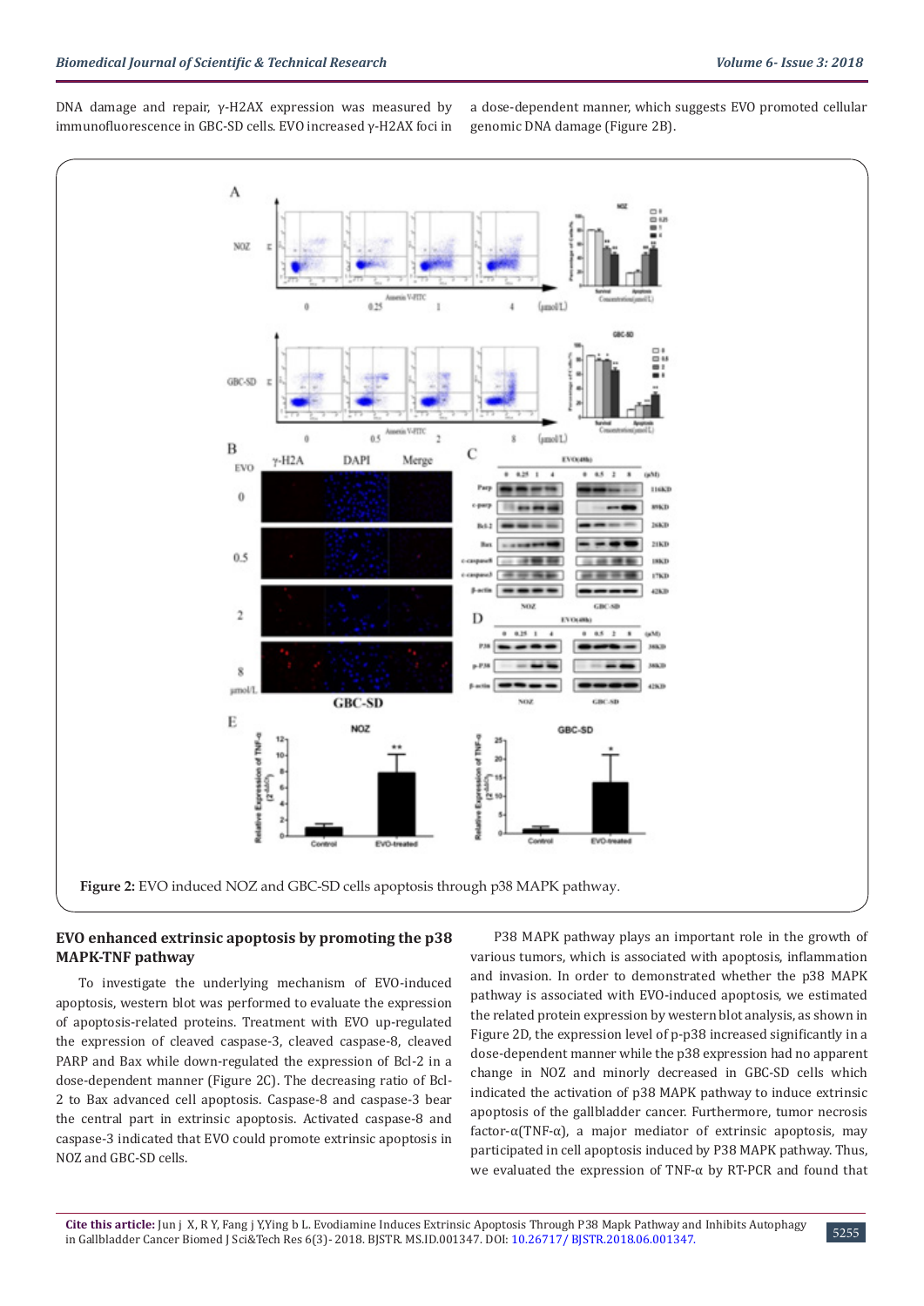DNA damage and repair, γ-H2AX expression was measured by immunofluorescence in GBC-SD cells. EVO increased γ-H2AX foci in a dose-dependent manner, which suggests EVO promoted cellular genomic DNA damage (Figure 2B).

**Figure 2:** EVO induced NOZ and GBC-SD cells apoptosis through p38 MAPK pathway.

### EVO enhanced extrinsic apoptosis by promoting the p38 MAPK-TNF pathway

To investigate the underlying mechanism of EVO-induced apoptosis, western blot was performed to evaluate the expression of apoptosis-related proteins. Treatment with EVO up-regulated the expression of cleaved caspase-3, cleaved caspase-8, cleaved PARP and Bax while down-regulated the expression of Bcl-2 in a dose-dependent manner (Figure 2C). The decreasing ratio of Bcl-2 to Bax advanced cell apoptosis. Caspase-8 and caspase-3 bear the central part in extrinsic apoptosis. Activated caspase-8 and caspase-3 indicated that EVO could promote extrinsic apoptosis in NOZ and GBC-SD cells.

P38 MAPK pathway plays an important role in the growth of various tumors, which is associated with apoptosis, inflammation and invasion. In order to demonstrated whether the p38 MAPK pathway is associated with EVO-induced apoptosis, we estimated the related protein expression by western blot analysis, as shown in Figure 2D, the expression level of p-p38 increased significantly in a dose-dependent manner while the p38 expression had no apparent change in NOZ and minorly decreased in GBC-SD cells which indicated the activation of p38 MAPK pathway to induce extrinsic apoptosis of the gallbladder cancer. Furthermore, tumor necrosis factor-α(TNF-α), a major mediator of extrinsic apoptosis, may participated in cell apoptosis induced by P38 MAPK pathway. Thus, we evaluated the expression of TNF-α by RT-PCR and found that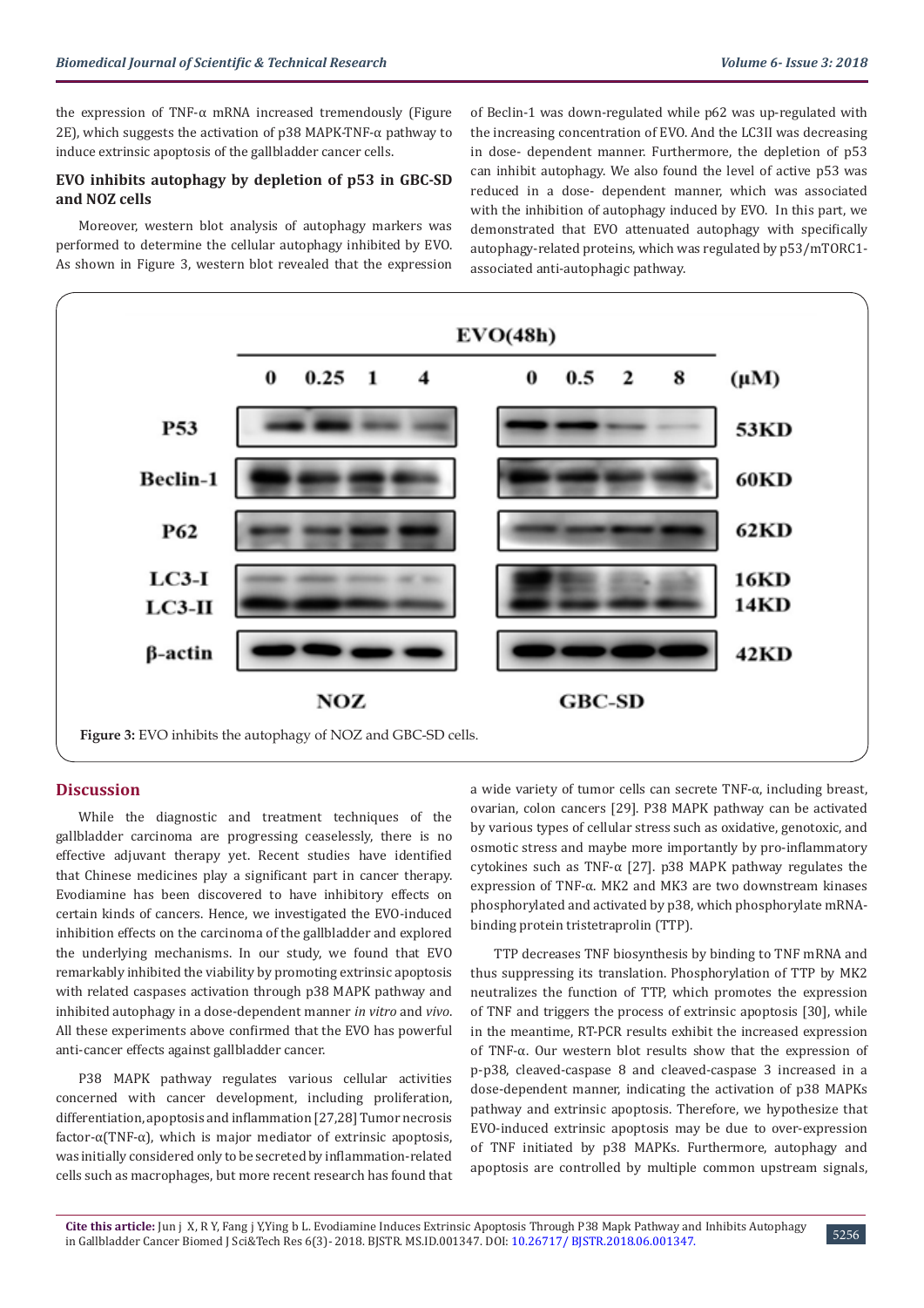the expression of TNF-α mRNA increased tremendously (Figure 2E), which suggests the activation of p38 MAPK-TNF-α pathway to induce extrinsic apoptosis of the gallbladder cancer cells.

### EVO inhibits autophagy by depletion of p53 in GBC-SD and NOZ cells

Moreover, western blot analysis of autophagy markers was performed to determine the cellular autophagy inhibited by EVO. As shown in Figure 3, western blot revealed that the expression of Beclin-1 was down-regulated while p62 was up-regulated with the increasing concentration of EVO. And the LC3II was decreasing in dose- dependent manner. Furthermore, the depletion of p53 can inhibit autophagy. We also found the level of active p53 was reduced in a dose- dependent manner, which was associated with the inhibition of autophagy induced by EVO. In this part, we demonstrated that EVO attenuated autophagy with specifically autophagy-related proteins, which was regulated by p53/mTORC1-associated anti-autophagic pathway.

**Figure 3:** EVO inhibits the autophagy of NOZ and GBC-SD cells.

## Discussion

While the diagnostic and treatment techniques of the gallbladder carcinoma are progressing ceaselessly, there is no effective adjuvant therapy yet. Recent studies have identified that Chinese medicines play a significant part in cancer therapy. Evodiamine has been discovered to have inhibitory effects on certain kinds of cancers. Hence, we investigated the EVO-induced inhibition effects on the carcinoma of the gallbladder and explored the underlying mechanisms. In our study, we found that EVO remarkably inhibited the viability by promoting extrinsic apoptosis with related caspases activation through p38 MAPK pathway and inhibited autophagy in a dose-dependent manner *in vitro* and *vivo*. All these experiments above confirmed that the EVO has powerful anti-cancer effects against gallbladder cancer.

P38 MAPK pathway regulates various cellular activities concerned with cancer development, including proliferation, differentiation, apoptosis and inflammation [27,28] Tumor necrosis factor-α(TNF-α), which is major mediator of extrinsic apoptosis, was initially considered only to be secreted by inflammation-related cells such as macrophages, but more recent research has found that a wide variety of tumor cells can secrete TNF-α, including breast, ovarian, colon cancers [29]. P38 MAPK pathway can be activated by various types of cellular stress such as oxidative, genotoxic, and osmotic stress and maybe more importantly by pro-inflammatory cytokines such as TNF-α [27]. p38 MAPK pathway regulates the expression of TNF-α. MK2 and MK3 are two downstream kinases phosphorylated and activated by p38, which phosphorylate mRNA-binding protein tristetraprolin (TTP).

TTP decreases TNF biosynthesis by binding to TNF mRNA and thus suppressing its translation. Phosphorylation of TTP by MK2 neutralizes the function of TTP, which promotes the expression of TNF and triggers the process of extrinsic apoptosis [30], while in the meantime, RT-PCR results exhibit the increased expression of TNF-α. Our western blot results show that the expression of p-p38, cleaved-caspase 8 and cleaved-caspase 3 increased in a dose-dependent manner, indicating the activation of p38 MAPKs pathway and extrinsic apoptosis. Therefore, we hypothesize that EVO-induced extrinsic apoptosis may be due to over-expression of TNF initiated by p38 MAPKs. Furthermore, autophagy and apoptosis are controlled by multiple common upstream signals,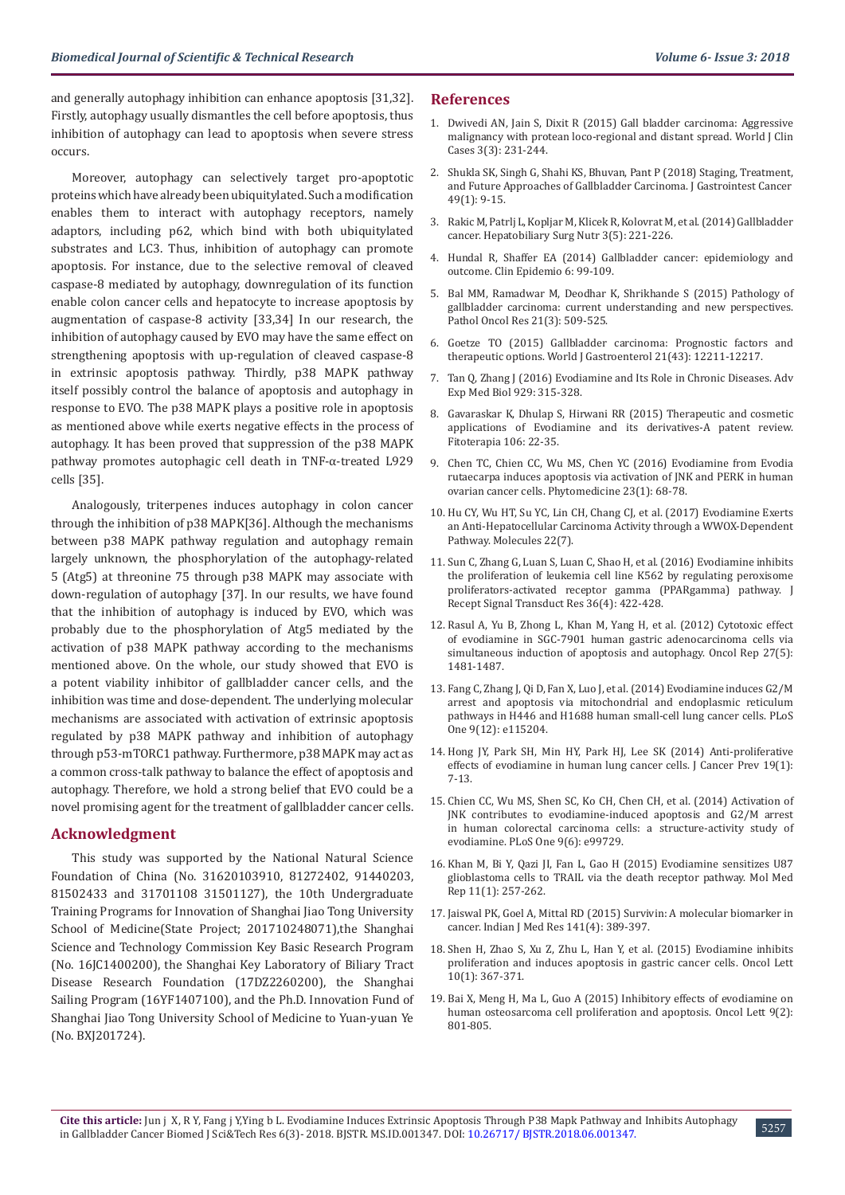and generally autophagy inhibition can enhance apoptosis [31,32]. Firstly, autophagy usually dismantles the cell before apoptosis, thus inhibition of autophagy can lead to apoptosis when severe stress occurs.

Moreover, autophagy can selectively target pro-apoptotic proteins which have already been ubiquitylated. Such a modification enables them to interact with autophagy receptors, namely adaptors, including p62, which bind with both ubiquitylated substrates and LC3. Thus, inhibition of autophagy can promote apoptosis. For instance, due to the selective removal of cleaved caspase-8 mediated by autophagy, downregulation of its function enable colon cancer cells and hepatocyte to increase apoptosis by augmentation of caspase-8 activity [33,34] In our research, the inhibition of autophagy caused by EVO may have the same effect on strengthening apoptosis with up-regulation of cleaved caspase-8 in extrinsic apoptosis pathway. Thirdly, p38 MAPK pathway itself possibly control the balance of apoptosis and autophagy in response to EVO. The p38 MAPK plays a positive role in apoptosis as mentioned above while exerts negative effects in the process of autophagy. It has been proved that suppression of the p38 MAPK pathway promotes autophagic cell death in TNF-α-treated L929 cells [35].

Analogously, triterpenes induces autophagy in colon cancer through the inhibition of p38 MAPK[36]. Although the mechanisms between p38 MAPK pathway regulation and autophagy remain largely unknown, the phosphorylation of the autophagy-related 5 (Atg5) at threonine 75 through p38 MAPK may associate with down-regulation of autophagy [37]. In our results, we have found that the inhibition of autophagy is induced by EVO, which was probably due to the phosphorylation of Atg5 mediated by the activation of p38 MAPK pathway according to the mechanisms mentioned above. On the whole, our study showed that EVO is a potent viability inhibitor of gallbladder cancer cells, and the inhibition was time and dose-dependent. The underlying molecular mechanisms are associated with activation of extrinsic apoptosis regulated by p38 MAPK pathway and inhibition of autophagy through p53-mTORC1 pathway. Furthermore, p38 MAPK may act as a common cross-talk pathway to balance the effect of apoptosis and autophagy. Therefore, we hold a strong belief that EVO could be a novel promising agent for the treatment of gallbladder cancer cells.

## Acknowledgment

This study was supported by the National Natural Science Foundation of China (No. 31620103910, 81272402, 91440203, 81502433 and 31701108 31501127), the 10th Undergraduate Training Programs for Innovation of Shanghai Jiao Tong University School of Medicine(State Project; 201710248071),the Shanghai Science and Technology Commission Key Basic Research Program (No. 16JC1400200), the Shanghai Key Laboratory of Biliary Tract Disease Research Foundation (17DZ2260200), the Shanghai Sailing Program (16YF1407100), and the Ph.D. Innovation Fund of Shanghai Jiao Tong University School of Medicine to Yuan-yuan Ye (No. BXJ201724).

## References

1. Dwivedi AN, Jain S, Dixit R (2015) Gall bladder carcinoma: Aggressive malignancy with protean loco-regional and distant spread. World J Clin Cases 3(3): 231-244.
2. Shukla SK, Singh G, Shahi KS, Bhuvan, Pant P (2018) Staging, Treatment, and Future Approaches of Gallbladder Carcinoma. J Gastrointest Cancer 49(1): 9-15.
3. Rakic M, Patrlj L, Kopljar M, Klicek R, Kolovrat M, et al. (2014) Gallbladder cancer. Hepatobiliary Surg Nutr 3(5): 221-226.
4. Hundal R, Shaffer EA (2014) Gallbladder cancer: epidemiology and outcome. Clin Epidemio 6: 99-109.
5. Bal MM, Ramadwar M, Deodhar K, Shrikhande S (2015) Pathology of gallbladder carcinoma: current understanding and new perspectives. Pathol Oncol Res 21(3): 509-525.
6. Goetze TO (2015) Gallbladder carcinoma: Prognostic factors and therapeutic options. World J Gastroenterol 21(43): 12211-12217.
7. Tan Q, Zhang J (2016) Evodiamine and Its Role in Chronic Diseases. Adv Exp Med Biol 929: 315-328.
8. Gavaraskar K, Dhulap S, Hirwani RR (2015) Therapeutic and cosmetic applications of Evodiamine and its derivatives-A patent review. Fitoterapia 106: 22-35.
9. Chen TC, Chien CC, Wu MS, Chen YC (2016) Evodiamine from Evodia rutaecarpa induces apoptosis via activation of JNK and PERK in human ovarian cancer cells. Phytomedicine 23(1): 68-78.
10. Hu CY, Wu HT, Su YC, Lin CH, Chang CJ, et al. (2017) Evodiamine Exerts an Anti-Hepatocellular Carcinoma Activity through a WWOX-Dependent Pathway. Molecules 22(7).
11. Sun C, Zhang G, Luan S, Luan C, Shao H, et al. (2016) Evodiamine inhibits the proliferation of leukemia cell line K562 by regulating peroxisome proliferators-activated receptor gamma (PPARgamma) pathway. J Recept Signal Transduct Res 36(4): 422-428.
12. Rasul A, Yu B, Zhong L, Khan M, Yang H, et al. (2012) Cytotoxic effect of evodiamine in SGC-7901 human gastric adenocarcinoma cells via simultaneous induction of apoptosis and autophagy. Oncol Rep 27(5): 1481-1487.
13. Fang C, Zhang J, Qi D, Fan X, Luo J, et al. (2014) Evodiamine induces G2/M arrest and apoptosis via mitochondrial and endoplasmic reticulum pathways in H446 and H1688 human small-cell lung cancer cells. PLoS One 9(12): e115204.
14. Hong JY, Park SH, Min HY, Park HJ, Lee SK (2014) Anti-proliferative effects of evodiamine in human lung cancer cells. J Cancer Prev 19(1): 7-13.
15. Chien CC, Wu MS, Shen SC, Ko CH, Chen CH, et al. (2014) Activation of JNK contributes to evodiamine-induced apoptosis and G2/M arrest in human colorectal carcinoma cells: a structure-activity study of evodiamine. PLoS One 9(6): e99729.
16. Khan M, Bi Y, Qazi JI, Fan L, Gao H (2015) Evodiamine sensitizes U87 glioblastoma cells to TRAIL via the death receptor pathway. Mol Med Rep 11(1): 257-262.
17. Jaiswal PK, Goel A, Mittal RD (2015) Survivin: A molecular biomarker in cancer. Indian J Med Res 141(4): 389-397.
18. Shen H, Zhao S, Xu Z, Zhu L, Han Y, et al. (2015) Evodiamine inhibits proliferation and induces apoptosis in gastric cancer cells. Oncol Lett 10(1): 367-371.
19. Bai X, Meng H, Ma L, Guo A (2015) Inhibitory effects of evodiamine on human osteosarcoma cell proliferation and apoptosis. Oncol Lett 9(2): 801-805.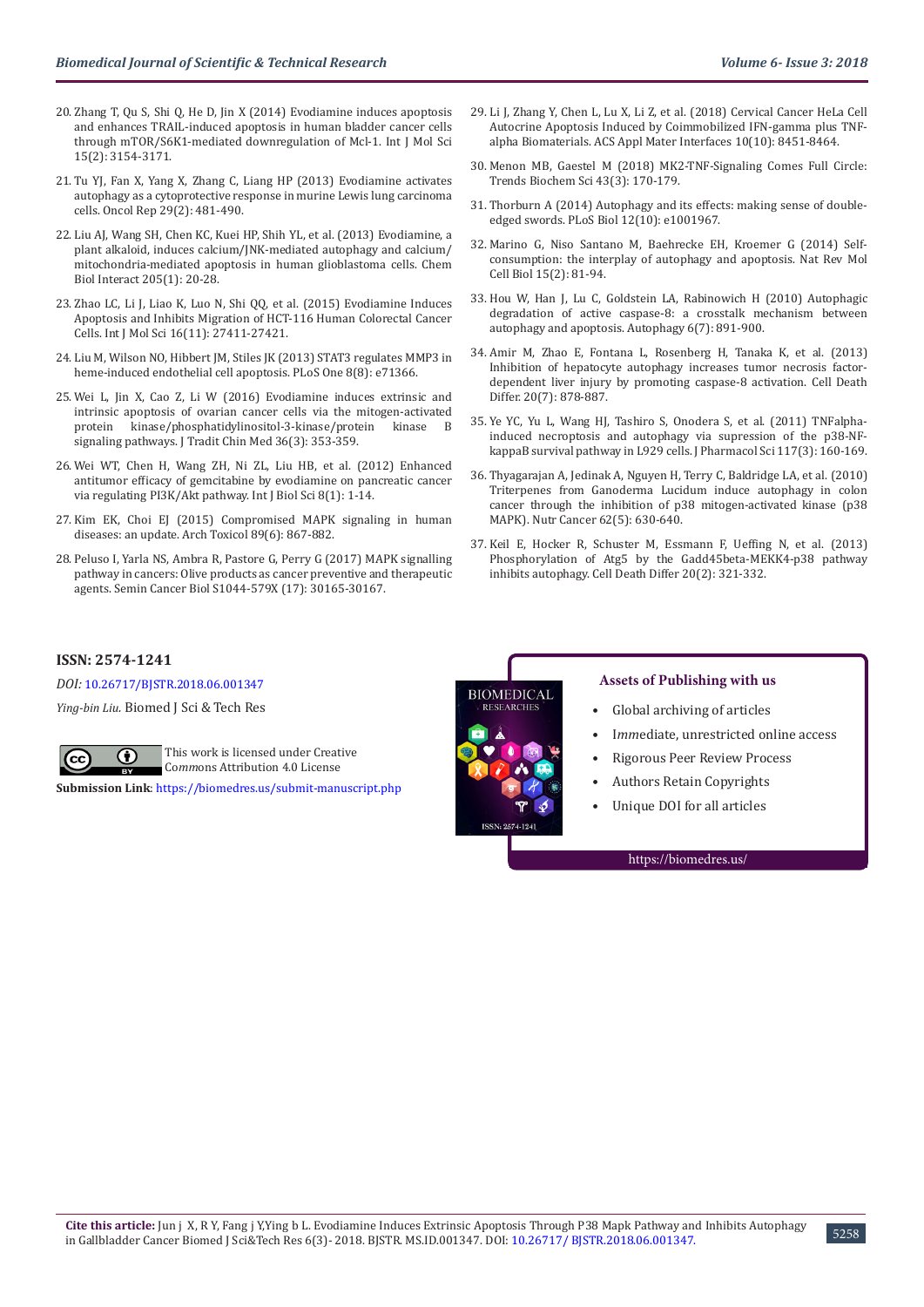20. Zhang T, Qu S, Shi Q, He D, Jin X (2014) Evodiamine induces apoptosis and enhances TRAIL-induced apoptosis in human bladder cancer cells through mTOR/S6K1-mediated downregulation of Mcl-1. Int J Mol Sci 15(2): 3154-3171.

21. Tu YJ, Fan X, Yang X, Zhang C, Liang HP (2013) Evodiamine activates autophagy as a cytoprotective response in murine Lewis lung carcinoma cells. Oncol Rep 29(2): 481-490.

22. Liu AJ, Wang SH, Chen KC, Kuei HP, Shih YL, et al. (2013) Evodiamine, a plant alkaloid, induces calcium/JNK-mediated autophagy and calcium/mitochondria-mediated apoptosis in human glioblastoma cells. Chem Biol Interact 205(1): 20-28.

23. Zhao LC, Li J, Liao K, Luo N, Shi QQ, et al. (2015) Evodiamine Induces Apoptosis and Inhibits Migration of HCT-116 Human Colorectal Cancer Cells. Int J Mol Sci 16(11): 27411-27421.

24. Liu M, Wilson NO, Hibbert JM, Stiles JK (2013) STAT3 regulates MMP3 in heme-induced endothelial cell apoptosis. PLoS One 8(8): e71366.

25. Wei L, Jin X, Cao Z, Li W (2016) Evodiamine induces extrinsic and intrinsic apoptosis of ovarian cancer cells via the mitogen-activated protein kinase/phosphatidylinositol-3-kinase/protein kinase B signaling pathways. J Tradit Chin Med 36(3): 353-359.

26. Wei WT, Chen H, Wang ZH, Ni ZL, Liu HB, et al. (2012) Enhanced antitumor efficacy of gemcitabine by evodiamine on pancreatic cancer via regulating PI3K/Akt pathway. Int J Biol Sci 8(1): 1-14.

27. Kim EK, Choi EJ (2015) Compromised MAPK signaling in human diseases: an update. Arch Toxicol 89(6): 867-882.

28. Peluso I, Yarla NS, Ambra R, Pastore G, Perry G (2017) MAPK signalling pathway in cancers: Olive products as cancer preventive and therapeutic agents. Semin Cancer Biol S1044-579X (17): 30165-30167.

29. Li J, Zhang Y, Chen L, Lu X, Li Z, et al. (2018) Cervical Cancer HeLa Cell Autocrine Apoptosis Induced by Coimmobilized IFN-gamma plus TNF-alpha Biomaterials. ACS Appl Mater Interfaces 10(10): 8451-8464.

30. Menon MB, Gaestel M (2018) MK2-TNF-Signaling Comes Full Circle: Trends Biochem Sci 43(3): 170-179.

31. Thorburn A (2014) Autophagy and its effects: making sense of double-edged swords. PLoS Biol 12(10): e1001967.

32. Marino G, Niso Santano M, Baehrecke EH, Kroemer G (2014) Self-consumption: the interplay of autophagy and apoptosis. Nat Rev Mol Cell Biol 15(2): 81-94.

33. Hou W, Han J, Lu C, Goldstein LA, Rabinowich H (2010) Autophagic degradation of active caspase-8: a crosstalk mechanism between autophagy and apoptosis. Autophagy 6(7): 891-900.

34. Amir M, Zhao E, Fontana L, Rosenberg H, Tanaka K, et al. (2013) Inhibition of hepatocyte autophagy increases tumor necrosis factor-dependent liver injury by promoting caspase-8 activation. Cell Death Differ. 20(7): 878-887.

35. Ye YC, Yu L, Wang HJ, Tashiro S, Onodera S, et al. (2011) TNFalpha-induced necroptosis and autophagy via supression of the p38-NF-kappaB survival pathway in L929 cells. J Pharmacol Sci 117(3): 160-169.

36. Thyagarajan A, Jedinak A, Nguyen H, Terry C, Baldridge LA, et al. (2010) Triterpenes from Ganoderma Lucidum induce autophagy in colon cancer through the inhibition of p38 mitogen-activated kinase (p38 MAPK). Nutr Cancer 62(5): 630-640.

37. Keil E, Hocker R, Schuster M, Essmann F, Ueffing N, et al. (2013) Phosphorylation of Atg5 by the Gadd45beta-MEKK4-p38 pathway inhibits autophagy. Cell Death Differ 20(2): 321-332.

**ISSN: 2574-1241**

*DOI:* 10.26717/BJSTR.2018.06.001347

*Ying-bin Liu.* Biomed J Sci & Tech Res

This work is licensed under Creative Commons Attribution 4.0 License

**Submission Link**: https://biomedres.us/submit-manuscript.php

**Assets of Publishing with us**

- Global archiving of articles
- Immediate, unrestricted online access
- Rigorous Peer Review Process
- Authors Retain Copyrights
- Unique DOI for all articles

https://biomedres.us/

**Cite this article:** Jun j X, R Y, Fang j Y,Ying b L. Evodiamine Induces Extrinsic Apoptosis Through P38 Mapk Pathway and Inhibits Autophagy in Gallbladder Cancer Biomed J Sci&Tech Res 6(3)- 2018. BJSTR. MS.ID.001347. DOI: 10.26717/ BJSTR.2018.06.001347.